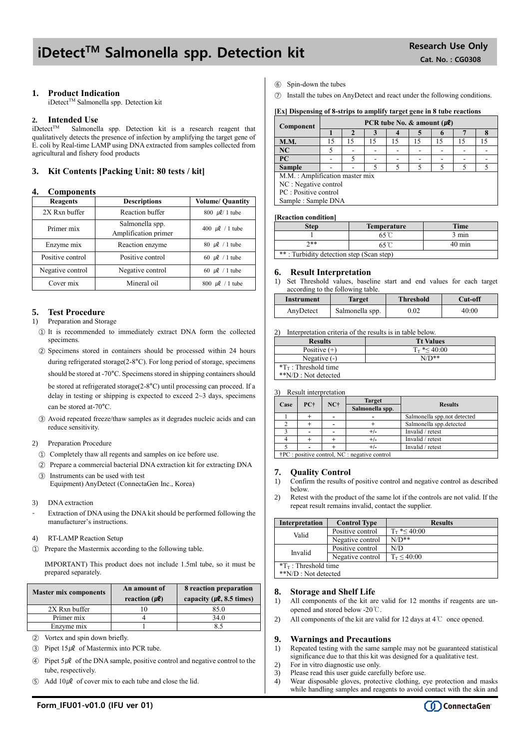# iDetect$^{TM}$ Salmonella spp. Detection kit

**Research Use Only**
**Cat. No. : CG0308**

## 1. Product Indication

iDetect$^{TM}$ Salmonella spp. Detection kit

## 2. Intended Use

iDetect$^{TM}$ Salmonella spp. Detection kit is a research reagent that qualitatively detects the presence of infection by amplifying the target gene of E. coli by Real-time LAMP using DNA extracted from samples collected from agricultural and fishery food products

## 3. Kit Contents [Packing Unit: 80 tests / kit]

## 4. Components

| Reagents | Descriptions | Volume/ Quantity |
|---|---|---|
| 2X Rxn buffer | Reaction buffer | 800 ㎕/ 1 tube |
| Primer mix | Salmonella spp. Amplification primer | 400 ㎕ / 1 tube |
| Enzyme mix | Reaction enzyme | 80 ㎕ / 1 tube |
| Positive control | Positive control | 60 ㎕ / 1 tube |
| Negative control | Negative control | 60 ㎕ / 1 tube |
| Cover mix | Mineral oil | 800 ㎕ / 1 tube |

## 5. Test Procedure

1) Preparation and Storage

① It is recommended to immediately extract DNA form the collected specimens.

② Specimens stored in containers should be processed within 24 hours during refrigerated storage(2-8°C). For long period of storage, specimens should be stored at -70°C. Specimens stored in shipping containers should be stored at refrigerated storage(2-8°C) until processing can proceed. If a delay in testing or shipping is expected to exceed 2~3 days, specimens can be stored at-70°C.

③ Avoid repeated freeze/thaw samples as it degrades nucleic acids and can reduce sensitivity.

2) Preparation Procedure

① Completely thaw all regents and samples on ice before use.

② Prepare a commercial bacterial DNA extraction kit for extracting DNA

③ Instruments can be used with test Equipment) AnyDetect (ConnectaGen Inc., Korea)

3) DNA extraction

- Extraction of DNA using the DNA kit should be performed following the manufacturer's instructions.

4) RT-LAMP Reaction Setup

① Prepare the Mastermix according to the following table.

IMPORTANT) This product does not include 1.5ml tube, so it must be prepared separately.

| Master mix components | An amount of reaction (㎕) | 8 reaction preparation capacity (㎕, 8.5 times) |
|---|---|---|
| 2X Rxn buffer | 10 | 85.0 |
| Primer mix | 4 | 34.0 |
| Enzyme mix | 1 | 8.5 |

② Vortex and spin down briefly.

③ Pipet 15㎕ of Mastermix into PCR tube.

④ Pipet 5㎕ of the DNA sample, positive control and negative control to the tube, respectively.

⑤ Add 10㎕ of cover mix to each tube and close the lid.

⑥ Spin-down the tubes

⑦ Install the tubes on AnyDetect and react under the following conditions.

**[Ex] Dispensing of 8-strips to amplify target gene in 8 tube reactions**

| Component | PCR tube No. & amount (㎕) | | | | | | | |
|---|---|---|---|---|---|---|---|---|
| | 1 | 2 | 3 | 4 | 5 | 6 | 7 | 8 |
| **M.M.** | 15 | 15 | 15 | 15 | 15 | 15 | 15 | 15 |
| **NC** | 5 | - | - | - | - | - | - | - |
| **PC** | - | 5 | - | - | - | - | - | - |
| **Sample** | - | - | 5 | 5 | 5 | 5 | 5 | 5 |

M.M. : Amplification master mix
NC : Negative control
PC : Positive control
Sample : Sample DNA

**[Reaction condition]**

| Step | Temperature | Time |
|---|---|---|
| 1 | 65℃ | 3 min |
| 2** | 65℃ | 40 min |

** : Turbidity detection step (Scan step)

## 6. Result Interpretation

1) Set Threshold values, baseline start and end values for each target according to the following table.

| Instrument | Target | Threshold | Cut-off |
|---|---|---|---|
| AnyDetect | Salmonella spp. | 0.02 | 40:00 |

2) Interpretation criteria of the results is in table below.

| Results | Tt Values |
|---|---|
| Positive (+) | $T_T$ *≤ 40:00 |
| Negative (-) | N/D** |

*$T_T$ : Threshold time
**N/D : Not detected

3) Result interpretation

| Case | PC† | NC† | Target Salmonella spp. | Results |
|---|---|---|---|---|
| 1 | + | - | - | Salmonella spp.not detected |
| 2 | + | - | + | Salmonella spp.detected |
| 3 | - | - | +/- | Invalid / retest |
| 4 | + | + | +/- | Invalid / retest |
| 5 | - | + | +/- | Invalid / retest |

†PC : positive control, NC : negative control

## 7. Quality Control

1) Confirm the results of positive control and negative control as described below.

2) Retest with the product of the same lot if the controls are not valid. If the repeat result remains invalid, contact the supplier.

| Interpretation | Control Type | Results |
|---|---|---|
| Valid | Positive control | $T_T$ *≤ 40:00 |
| | Negative control | N/D** |
| Invalid | Positive control | N/D |
| | Negative control | $T_T$ ≤ 40:00 |

*$T_T$ : Threshold time
**N/D : Not detected

## 8. Storage and Shelf Life

1) All components of the kit are valid for 12 months if reagents are un-opened and stored below -20℃.

2) All components of the kit are valid for 12 days at 4℃ once opened.

## 9. Warnings and Precautions

1) Repeated testing with the same sample may not be guaranteed statistical significance due to that this kit was designed for a qualitative test.

2) For in vitro diagnostic use only.

3) Please read this user guide carefully before use.

4) Wear disposable gloves, protective clothing, eye protection and masks while handling samples and reagents to avoid contact with the skin and

Form_IFU01-v01.0 (IFU ver 01)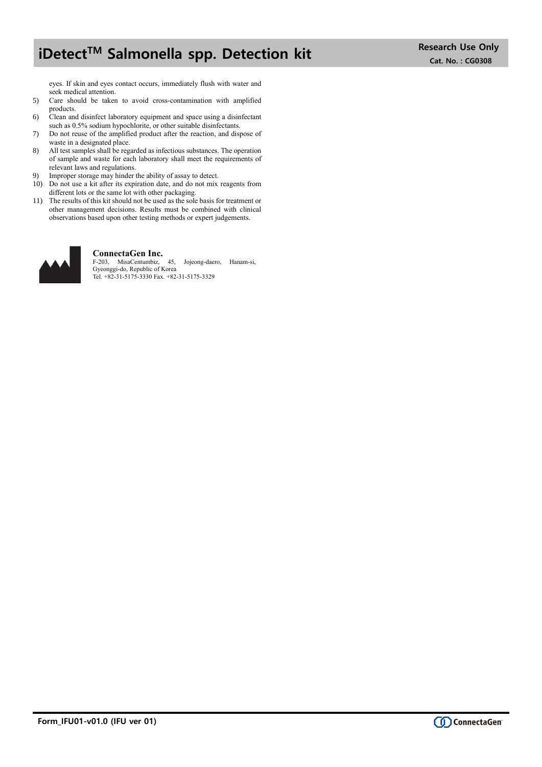eyes. If skin and eyes contact occurs, immediately flush with water and seek medical attention.

5) Care should be taken to avoid cross-contamination with amplified products.
6) Clean and disinfect laboratory equipment and space using a disinfectant such as 0.5% sodium hypochlorite, or other suitable disinfectants.
7) Do not reuse of the amplified product after the reaction, and dispose of waste in a designated place.
8) All test samples shall be regarded as infectious substances. The operation of sample and waste for each laboratory shall meet the requirements of relevant laws and regulations.
9) Improper storage may hinder the ability of assay to detect.
10) Do not use a kit after its expiration date, and do not mix reagents from different lots or the same lot with other packaging.
11) The results of this kit should not be used as the sole basis for treatment or other management decisions. Results must be combined with clinical observations based upon other testing methods or expert judgements.

**ConnectaGen Inc.**
F-203, MisaCentumbiz, 45, Jojeong-daero, Hanam-si, Gyeonggi-do, Republic of Korea
Tel. +82-31-5175-3330 Fax. +82-31-5175-3329